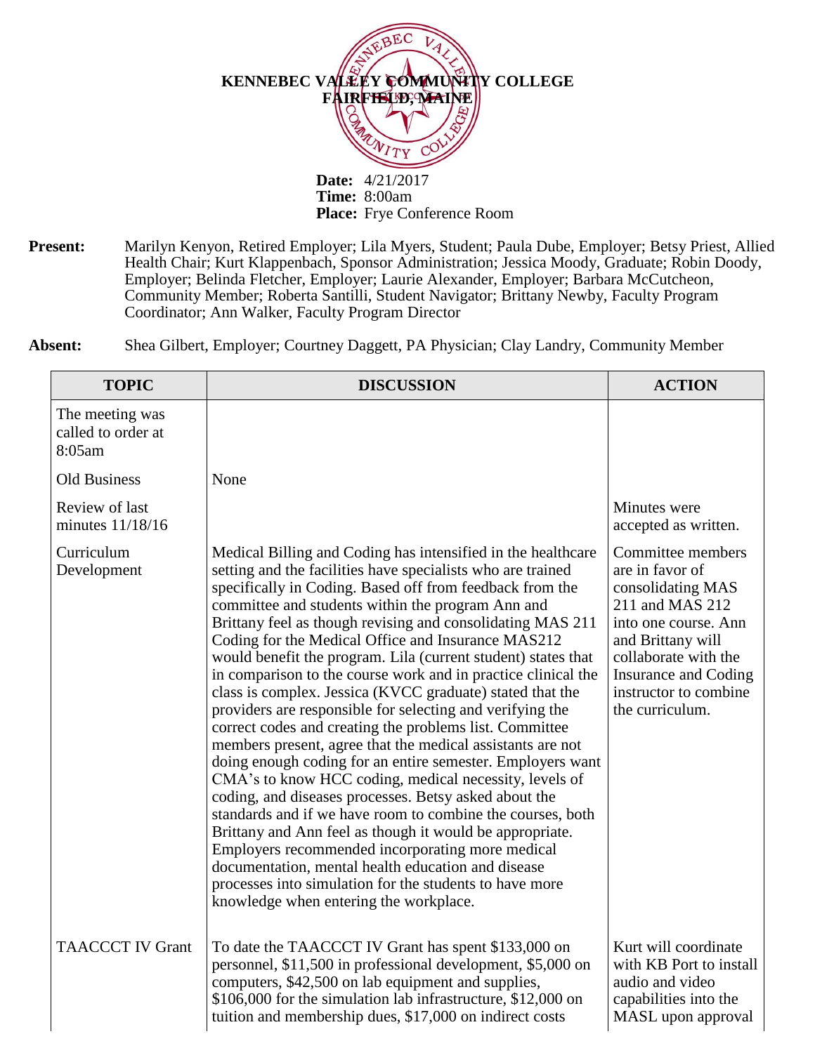**KENNEBEC VALLEY COMMUNITY COLLEGE**
**FAIRFIELD, MAINE**

**Date:** 4/21/2017
**Time:** 8:00am
**Place:** Frye Conference Room

**Present:** Marilyn Kenyon, Retired Employer; Lila Myers, Student; Paula Dube, Employer; Betsy Priest, Allied Health Chair; Kurt Klappenbach, Sponsor Administration; Jessica Moody, Graduate; Robin Doody, Employer; Belinda Fletcher, Employer; Laurie Alexander, Employer; Barbara McCutcheon, Community Member; Roberta Santilli, Student Navigator; Brittany Newby, Faculty Program Coordinator; Ann Walker, Faculty Program Director

**Absent:** Shea Gilbert, Employer; Courtney Daggett, PA Physician; Clay Landry, Community Member

| TOPIC | DISCUSSION | ACTION |
|---|---|---|
| The meeting was called to order at 8:05am | | |
| Old Business | None | |
| Review of last minutes 11/18/16 | | Minutes were accepted as written. |
| Curriculum Development | Medical Billing and Coding has intensified in the healthcare setting and the facilities have specialists who are trained specifically in Coding. Based off from feedback from the committee and students within the program Ann and Brittany feel as though revising and consolidating MAS 211 Coding for the Medical Office and Insurance MAS212 would benefit the program. Lila (current student) states that in comparison to the course work and in practice clinical the class is complex. Jessica (KVCC graduate) stated that the providers are responsible for selecting and verifying the correct codes and creating the problems list. Committee members present, agree that the medical assistants are not doing enough coding for an entire semester. Employers want CMA's to know HCC coding, medical necessity, levels of coding, and diseases processes. Betsy asked about the standards and if we have room to combine the courses, both Brittany and Ann feel as though it would be appropriate. Employers recommended incorporating more medical documentation, mental health education and disease processes into simulation for the students to have more knowledge when entering the workplace. | Committee members are in favor of consolidating MAS 211 and MAS 212 into one course. Ann and Brittany will collaborate with the Insurance and Coding instructor to combine the curriculum. |
| TAACCCT IV Grant | To date the TAACCCT IV Grant has spent $133,000 on personnel, $11,500 in professional development, $5,000 on computers, $42,500 on lab equipment and supplies, $106,000 for the simulation lab infrastructure, $12,000 on tuition and membership dues, $17,000 on indirect costs | Kurt will coordinate with KB Port to install audio and video capabilities into the MASL upon approval |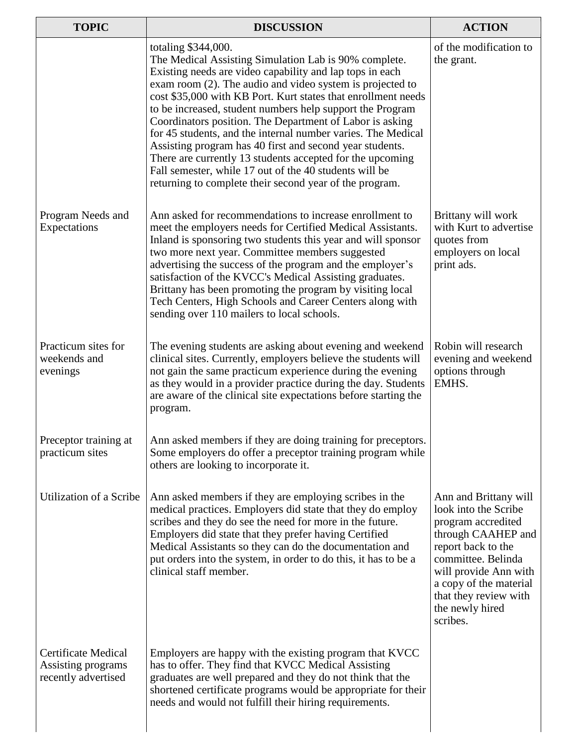| TOPIC | DISCUSSION | ACTION |
|---|---|---|
| | totaling $344,000. The Medical Assisting Simulation Lab is 90% complete. Existing needs are video capability and lap tops in each exam room (2). The audio and video system is projected to cost $35,000 with KB Port. Kurt states that enrollment needs to be increased, student numbers help support the Program Coordinators position. The Department of Labor is asking for 45 students, and the internal number varies. The Medical Assisting program has 40 first and second year students. There are currently 13 students accepted for the upcoming Fall semester, while 17 out of the 40 students will be returning to complete their second year of the program. | of the modification to the grant. |
| Program Needs and Expectations | Ann asked for recommendations to increase enrollment to meet the employers needs for Certified Medical Assistants. Inland is sponsoring two students this year and will sponsor two more next year. Committee members suggested advertising the success of the program and the employer's satisfaction of the KVCC's Medical Assisting graduates. Brittany has been promoting the program by visiting local Tech Centers, High Schools and Career Centers along with sending over 110 mailers to local schools. | Brittany will work with Kurt to advertise quotes from employers on local print ads. |
| Practicum sites for weekends and evenings | The evening students are asking about evening and weekend clinical sites. Currently, employers believe the students will not gain the same practicum experience during the evening as they would in a provider practice during the day. Students are aware of the clinical site expectations before starting the program. | Robin will research evening and weekend options through EMHS. |
| Preceptor training at practicum sites | Ann asked members if they are doing training for preceptors. Some employers do offer a preceptor training program while others are looking to incorporate it. | |
| Utilization of a Scribe | Ann asked members if they are employing scribes in the medical practices. Employers did state that they do employ scribes and they do see the need for more in the future. Employers did state that they prefer having Certified Medical Assistants so they can do the documentation and put orders into the system, in order to do this, it has to be a clinical staff member. | Ann and Brittany will look into the Scribe program accredited through CAAHEP and report back to the committee. Belinda will provide Ann with a copy of the material that they review with the newly hired scribes. |
| Certificate Medical Assisting programs recently advertised | Employers are happy with the existing program that KVCC has to offer. They find that KVCC Medical Assisting graduates are well prepared and they do not think that the shortened certificate programs would be appropriate for their needs and would not fulfill their hiring requirements. | |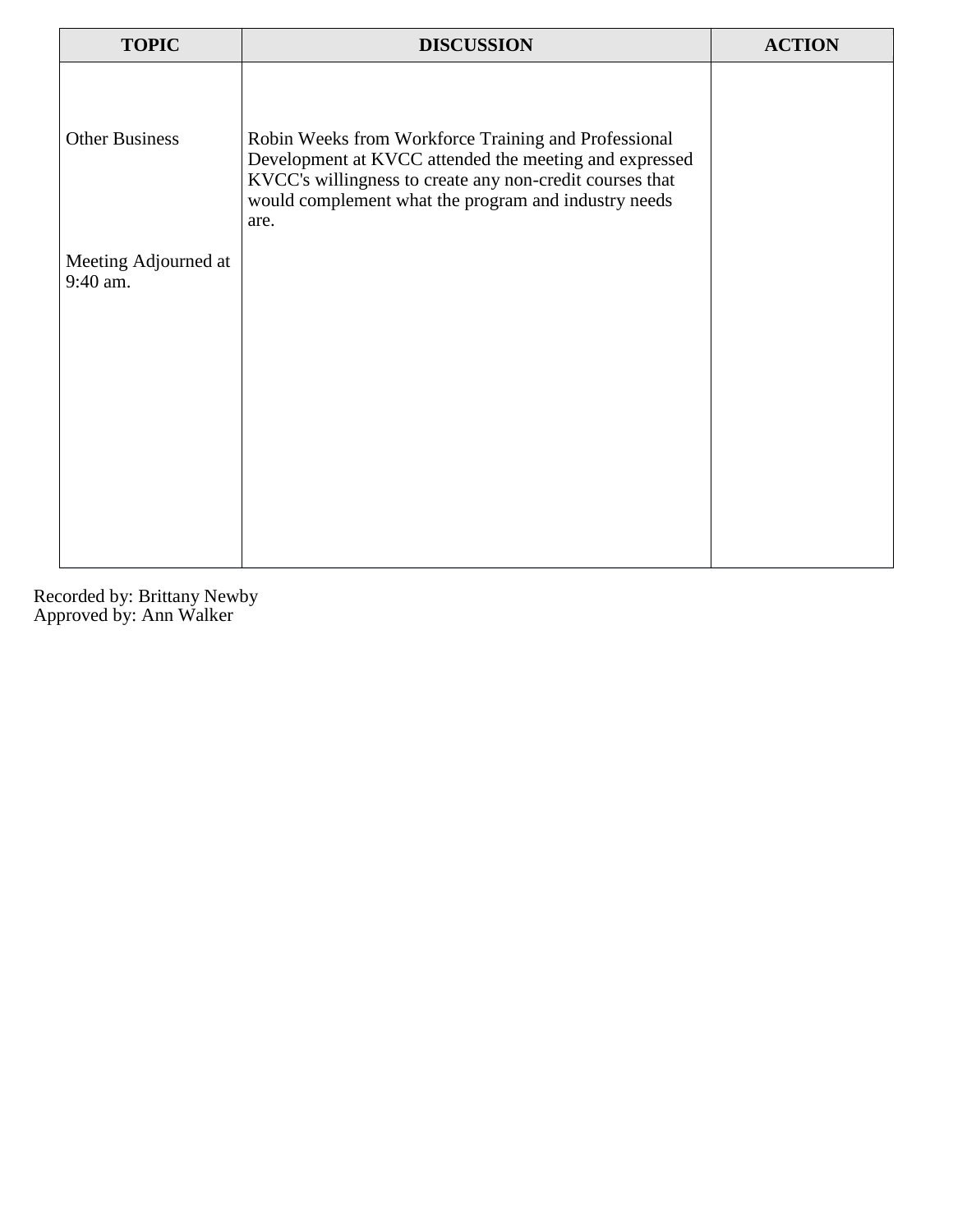| TOPIC | DISCUSSION | ACTION |
|---|---|---|
| Other Business | Robin Weeks from Workforce Training and Professional Development at KVCC attended the meeting and expressed KVCC's willingness to create any non-credit courses that would complement what the program and industry needs are. | |
| Meeting Adjourned at 9:40 am. | | |

Recorded by: Brittany Newby
Approved by: Ann Walker